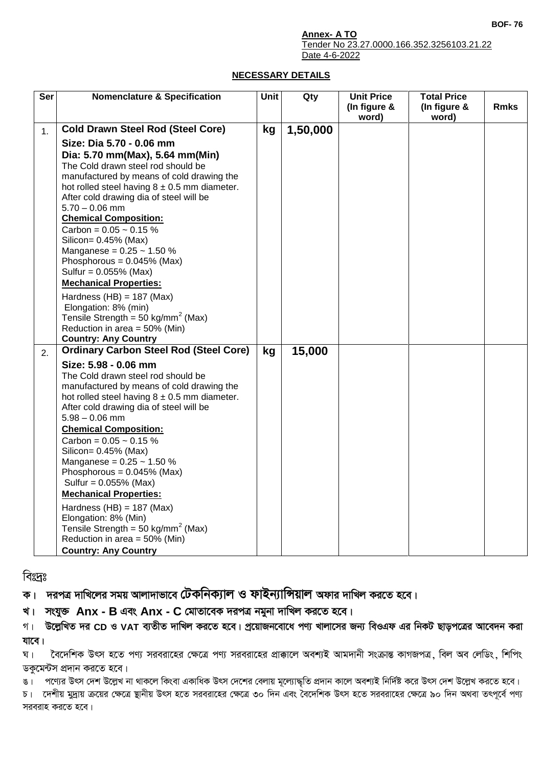BOF- 76

**Annex- A TO**
Tender No 23.27.0000.166.352.3256103.21.22
Date 4-6-2022

**NECESSARY DETAILS**

| Ser | Nomenclature & Specification | Unit | Qty | Unit Price (In figure & word) | Total Price (In figure & word) | Rmks |
|---|---|---|---|---|---|---|
| 1. | **Cold Drawn Steel Rod (Steel Core)**<br>**Size: Dia 5.70 - 0.06 mm**<br>**Dia: 5.70 mm(Max), 5.64 mm(Min)**<br>The Cold drawn steel rod should be manufactured by means of cold drawing the hot rolled steel having 8 ± 0.5 mm diameter. After cold drawing dia of steel will be 5.70 – 0.06 mm<br>**Chemical Composition:**<br>Carbon = 0.05 ~ 0.15 %<br>Silicon= 0.45% (Max)<br>Manganese = 0.25 ~ 1.50 %<br>Phosphorous = 0.045% (Max)<br>Sulfur = 0.055% (Max)<br>**Mechanical Properties:**<br>Hardness (HB) = 187 (Max)<br>Elongation: 8% (min)<br>Tensile Strength = 50 kg/mm$^2$ (Max)<br>Reduction in area = 50% (Min)<br>**Country: Any Country** | **kg** | **1,50,000** | | | |
| 2. | **Ordinary Carbon Steel Rod (Steel Core)**<br>**Size: 5.98 - 0.06 mm**<br>The Cold drawn steel rod should be manufactured by means of cold drawing the hot rolled steel having 8 ± 0.5 mm diameter. After cold drawing dia of steel will be 5.98 – 0.06 mm<br>**Chemical Composition:**<br>Carbon = 0.05 ~ 0.15 %<br>Silicon= 0.45% (Max)<br>Manganese = 0.25 ~ 1.50 %<br>Phosphorous = 0.045% (Max)<br>Sulfur = 0.055% (Max)<br>**Mechanical Properties:**<br>Hardness (HB) = 187 (Max)<br>Elongation: 8% (Min)<br>Tensile Strength = 50 kg/mm$^2$ (Max)<br>Reduction in area = 50% (Min)<br>**Country: Any Country** | **kg** | **15,000** | | | |

বিঃদ্রঃ

**ক। দরপত্র দাখিলের সময় আলাদাভাবে টেকনিক্যাল ও ফাইন্যান্সিয়াল অফার দাখিল করতে হবে।**

**খ। সংযুক্ত Anx - B এবং Anx - C মোতাবেক দরপত্র নমুনা দাখিল করতে হবে।**

গ। **উল্লেখিত দর CD ও VAT ব্যতীত দাখিল করতে হবে। প্রয়োজনবোধে পণ্য খালাসের জন্য বিওএফ এর নিকট ছাড়পত্রের আবেদন করা যাবে।**

ঘ। বৈদেশিক উৎস হতে পণ্য সরবরাহের ক্ষেত্রে পণ্য সরবরাহের প্রাক্কালে অবশ্যই আমদানী সংক্রান্ত কাগজপত্র, বিল অব লেডিং, শিপিং ডকুমেন্টস প্রদান করতে হবে।

ঙ। পণ্যের উৎস দেশ উল্লেখ না থাকলে কিংবা একাধিক উৎস দেশের বেলায় মূল্যোদ্ধৃতি প্রদান কালে অবশ্যই নির্দিষ্ট করে উৎস দেশ উল্লেখ করতে হবে।

চ। দেশীয় মুদ্রায় ক্রয়ের ক্ষেত্রে স্থানীয় উৎস হতে সরবরাহের ক্ষেত্রে ৩০ দিন এবং বৈদেশিক উৎস হতে সরবরাহের ক্ষেত্রে ৯০ দিন অথবা তৎপূর্বে পণ্য সরবরাহ করতে হবে।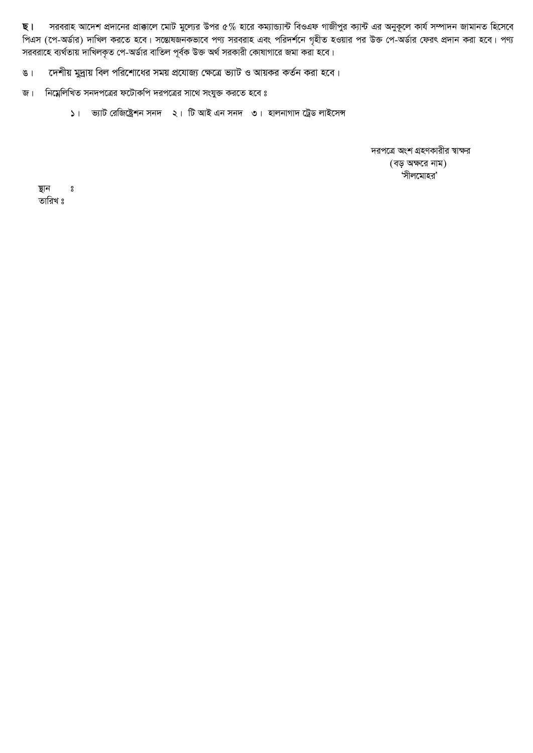**ছ।** সরবরাহ আদেশ প্রদানের প্রাক্কালে মোট মুল্যের উপর ৫% হারে কম্যান্ড্যান্ট বিওএফ গাজীপুর ক্যান্ট এর অনুকূলে কার্য সম্পাদন জামানত হিসেবে পিএস (পে-অর্ডার) দাখিল করতে হবে। সন্তোষজনকভাবে পণ্য সরবরাহ এবং পরিদর্শনে গৃহীত হওয়ার পর উক্ত পে-অর্ডার ফেরৎ প্রদান করা হবে। পণ্য সরবরাহে ব্যর্থতায় দাখিলকৃত পে-অর্ডার বাতিল পূর্বক উক্ত অর্থ সরকারী কোষাগারে জমা করা হবে।

ঙ। দেশীয় মুদ্রায় বিল পরিশোধের সময় প্রযোজ্য ক্ষেত্রে ভ্যাট ও আয়কর কর্তন করা হবে।

জ। নিম্নেলিখিত সনদপত্রের ফটোকপি দরপত্রের সাথে সংযুক্ত করতে হবে ঃ

১। ভ্যাট রেজিষ্ট্রেশন সনদ ২। টি আই এন সনদ ৩। হালনাগাদ ট্রেড লাইসেন্স

দরপত্রে অংশ গ্রহণকারীর স্বাক্ষর
(বড় অক্ষরে নাম)
'সীলমোহর'

স্থান ঃ
তারিখ ঃ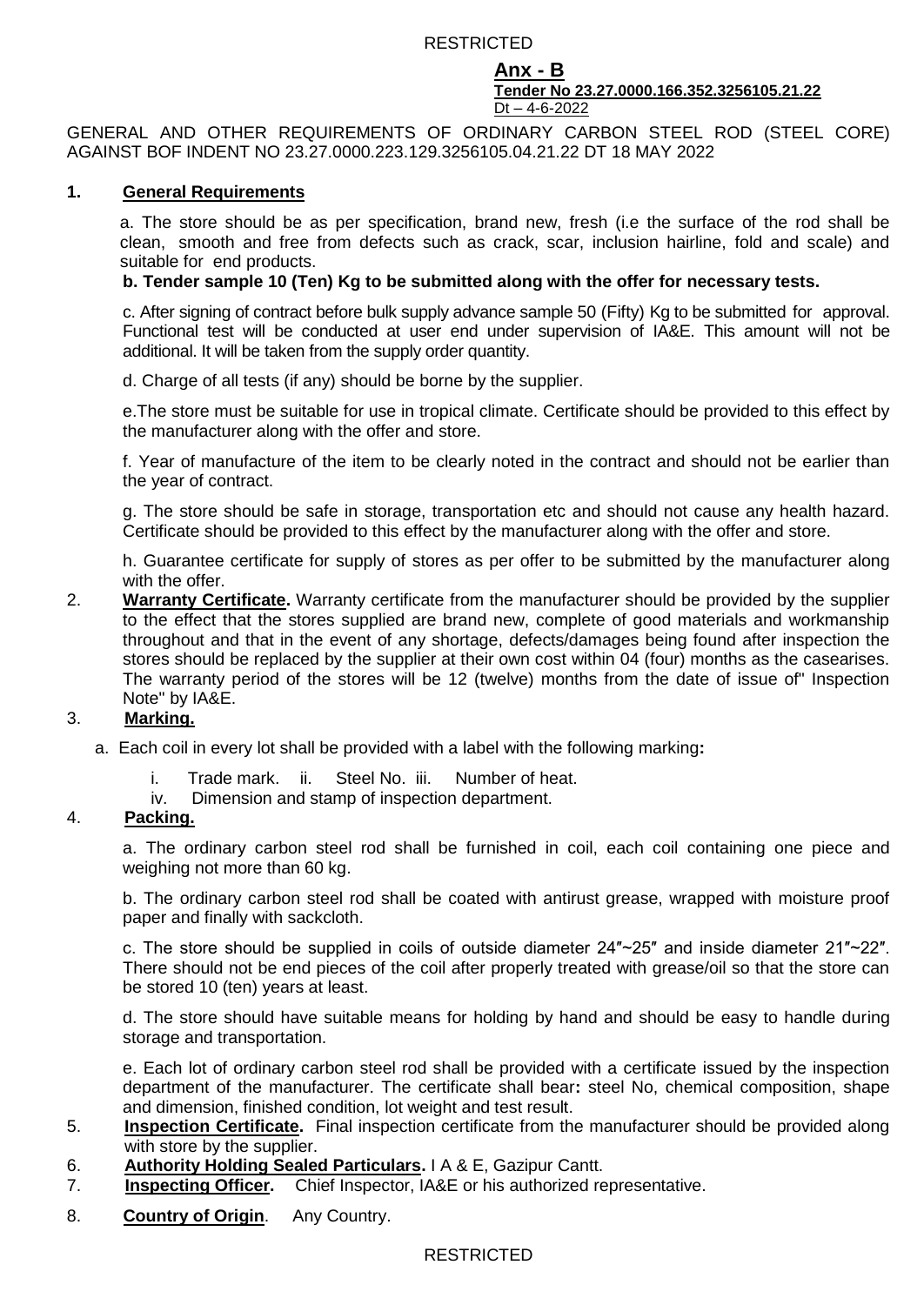**Anx - B**
**Tender No 23.27.0000.166.352.3256105.21.22**
Dt – 4-6-2022

GENERAL AND OTHER REQUIREMENTS OF ORDINARY CARBON STEEL ROD (STEEL CORE) AGAINST BOF INDENT NO 23.27.0000.223.129.3256105.04.21.22 DT 18 MAY 2022

**1. General Requirements**

a. The store should be as per specification, brand new, fresh (i.e the surface of the rod shall be clean, smooth and free from defects such as crack, scar, inclusion hairline, fold and scale) and suitable for end products.

**b. Tender sample 10 (Ten) Kg to be submitted along with the offer for necessary tests.**

c. After signing of contract before bulk supply advance sample 50 (Fifty) Kg to be submitted for approval. Functional test will be conducted at user end under supervision of IA&E. This amount will not be additional. It will be taken from the supply order quantity.

d. Charge of all tests (if any) should be borne by the supplier.

e.The store must be suitable for use in tropical climate. Certificate should be provided to this effect by the manufacturer along with the offer and store.

f. Year of manufacture of the item to be clearly noted in the contract and should not be earlier than the year of contract.

g. The store should be safe in storage, transportation etc and should not cause any health hazard. Certificate should be provided to this effect by the manufacturer along with the offer and store.

h. Guarantee certificate for supply of stores as per offer to be submitted by the manufacturer along with the offer.

2. **Warranty Certificate.** Warranty certificate from the manufacturer should be provided by the supplier to the effect that the stores supplied are brand new, complete of good materials and workmanship throughout and that in the event of any shortage, defects/damages being found after inspection the stores should be replaced by the supplier at their own cost within 04 (four) months as the casearises. The warranty period of the stores will be 12 (twelve) months from the date of issue of" Inspection Note" by IA&E.

3. **Marking.**

a. Each coil in every lot shall be provided with a label with the following marking**:**

i. Trade mark. ii. Steel No. iii. Number of heat.
iv. Dimension and stamp of inspection department.

4. **Packing.**

a. The ordinary carbon steel rod shall be furnished in coil, each coil containing one piece and weighing not more than 60 kg.

b. The ordinary carbon steel rod shall be coated with antirust grease, wrapped with moisture proof paper and finally with sackcloth.

c. The store should be supplied in coils of outside diameter 24″~25″ and inside diameter 21″~22″. There should not be end pieces of the coil after properly treated with grease/oil so that the store can be stored 10 (ten) years at least.

d. The store should have suitable means for holding by hand and should be easy to handle during storage and transportation.

e. Each lot of ordinary carbon steel rod shall be provided with a certificate issued by the inspection department of the manufacturer. The certificate shall bear**:** steel No, chemical composition, shape and dimension, finished condition, lot weight and test result.

5. **Inspection Certificate.** Final inspection certificate from the manufacturer should be provided along with store by the supplier.

6. **Authority Holding Sealed Particulars.** I A & E, Gazipur Cantt.

7. **Inspecting Officer.** Chief Inspector, IA&E or his authorized representative.

8. **Country of Origin**. Any Country.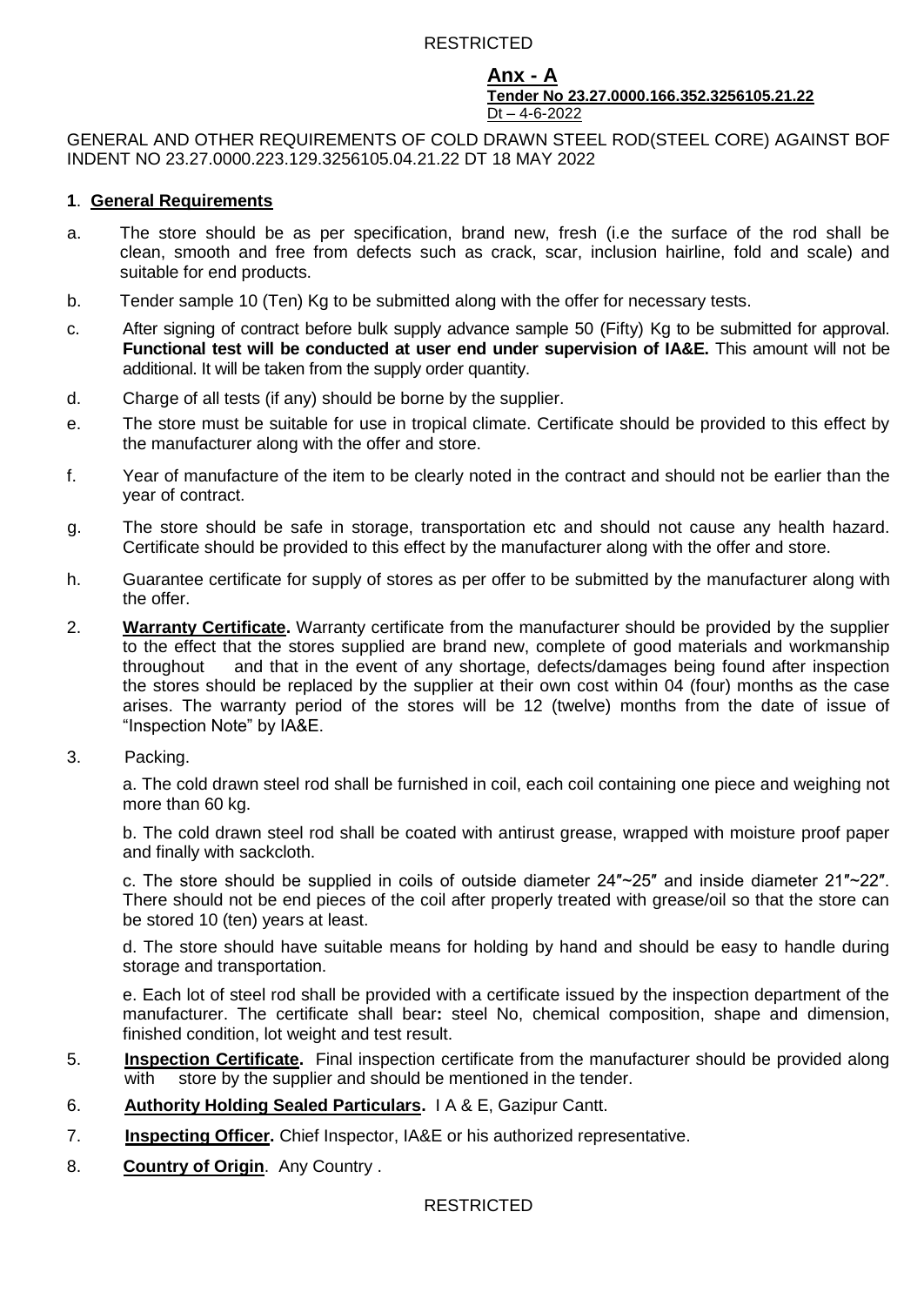**Anx - A**
**Tender No 23.27.0000.166.352.3256105.21.22**
Dt – 4-6-2022

GENERAL AND OTHER REQUIREMENTS OF COLD DRAWN STEEL ROD(STEEL CORE) AGAINST BOF INDENT NO 23.27.0000.223.129.3256105.04.21.22 DT 18 MAY 2022

**1**. **General Requirements**

a. The store should be as per specification, brand new, fresh (i.e the surface of the rod shall be clean, smooth and free from defects such as crack, scar, inclusion hairline, fold and scale) and suitable for end products.

b. Tender sample 10 (Ten) Kg to be submitted along with the offer for necessary tests.

c. After signing of contract before bulk supply advance sample 50 (Fifty) Kg to be submitted for approval. **Functional test will be conducted at user end under supervision of IA&E.** This amount will not be additional. It will be taken from the supply order quantity.

d. Charge of all tests (if any) should be borne by the supplier.

e. The store must be suitable for use in tropical climate. Certificate should be provided to this effect by the manufacturer along with the offer and store.

f. Year of manufacture of the item to be clearly noted in the contract and should not be earlier than the year of contract.

g. The store should be safe in storage, transportation etc and should not cause any health hazard. Certificate should be provided to this effect by the manufacturer along with the offer and store.

h. Guarantee certificate for supply of stores as per offer to be submitted by the manufacturer along with the offer.

2. **Warranty Certificate.** Warranty certificate from the manufacturer should be provided by the supplier to the effect that the stores supplied are brand new, complete of good materials and workmanship throughout and that in the event of any shortage, defects/damages being found after inspection the stores should be replaced by the supplier at their own cost within 04 (four) months as the case arises. The warranty period of the stores will be 12 (twelve) months from the date of issue of "Inspection Note" by IA&E.

3. Packing.

a. The cold drawn steel rod shall be furnished in coil, each coil containing one piece and weighing not more than 60 kg.

b. The cold drawn steel rod shall be coated with antirust grease, wrapped with moisture proof paper and finally with sackcloth.

c. The store should be supplied in coils of outside diameter 24″~25″ and inside diameter 21″~22″. There should not be end pieces of the coil after properly treated with grease/oil so that the store can be stored 10 (ten) years at least.

d. The store should have suitable means for holding by hand and should be easy to handle during storage and transportation.

e. Each lot of steel rod shall be provided with a certificate issued by the inspection department of the manufacturer. The certificate shall bear**:** steel No, chemical composition, shape and dimension, finished condition, lot weight and test result.

5. **Inspection Certificate.** Final inspection certificate from the manufacturer should be provided along with store by the supplier and should be mentioned in the tender.

6. **Authority Holding Sealed Particulars.** I A & E, Gazipur Cantt.

7. **Inspecting Officer.** Chief Inspector, IA&E or his authorized representative.

8. **Country of Origin**. Any Country .